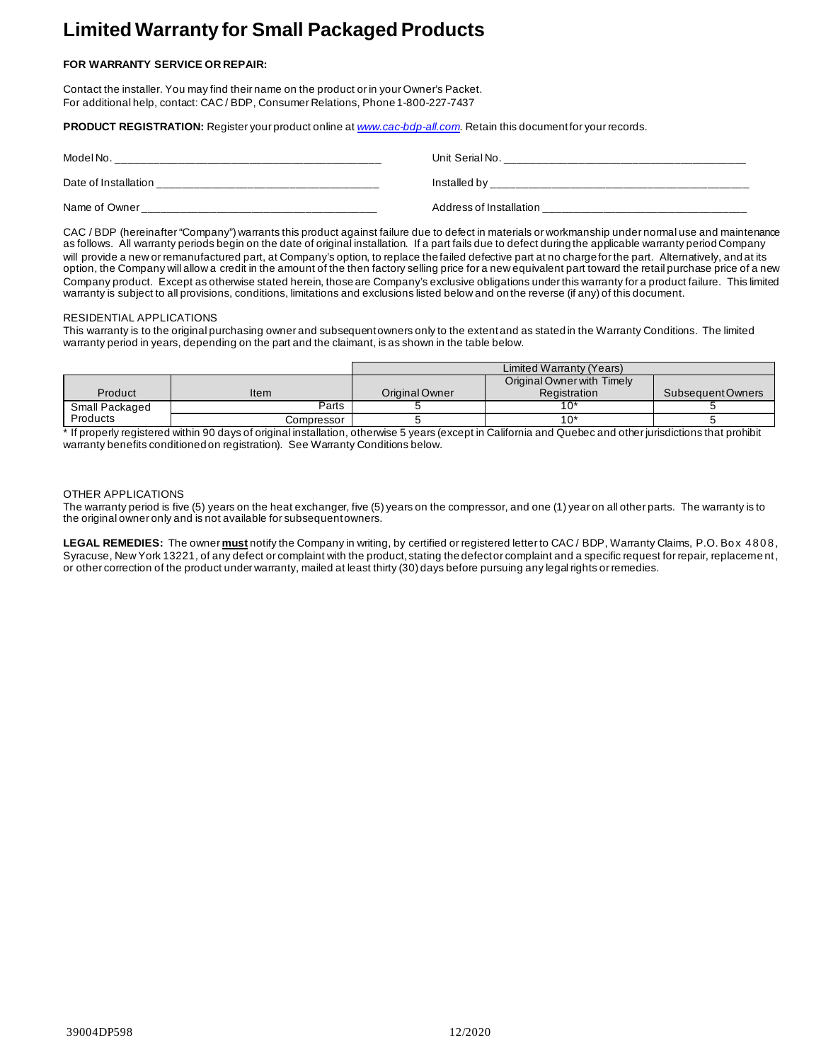# Limited Warranty for Small Packaged Products

**FOR WARRANTY SERVICE OR REPAIR:**

Contact the installer. You may find their name on the product or in your Owner's Packet.
For additional help, contact: CAC / BDP, Consumer Relations, Phone 1-800-227-7437

**PRODUCT REGISTRATION:** Register your product online at *www.cac-bdp-all.com*. Retain this document for your records.

Model No. ___________________________________________ Unit Serial No. ___________________________________________

Date of Installation ___________________________________ Installed by ___________________________________________

Name of Owner ______________________________________ Address of Installation ___________________________________

CAC / BDP (hereinafter "Company") warrants this product against failure due to defect in materials or workmanship under normal use and maintenance as follows. All warranty periods begin on the date of original installation. If a part fails due to defect during the applicable warranty period Company will provide a new or remanufactured part, at Company's option, to replace the failed defective part at no charge for the part. Alternatively, and at its option, the Company will allow a credit in the amount of the then factory selling price for a new equivalent part toward the retail purchase price of a new Company product. Except as otherwise stated herein, those are Company's exclusive obligations under this warranty for a product failure. This limited warranty is subject to all provisions, conditions, limitations and exclusions listed below and on the reverse (if any) of this document.

RESIDENTIAL APPLICATIONS

This warranty is to the original purchasing owner and subsequent owners only to the extent and as stated in the Warranty Conditions. The limited warranty period in years, depending on the part and the claimant, is as shown in the table below.

| | | Limited Warranty (Years) | | |
|---|---|---|---|---|
| Product | Item | Original Owner | Original Owner with Timely Registration | Subsequent Owners |
| Small Packaged Products | Parts | 5 | 10* | 5 |
| | Compressor | 5 | 10* | 5 |

* If properly registered within 90 days of original installation, otherwise 5 years (except in California and Quebec and other jurisdictions that prohibit warranty benefits conditioned on registration). See Warranty Conditions below.

OTHER APPLICATIONS

The warranty period is five (5) years on the heat exchanger, five (5) years on the compressor, and one (1) year on all other parts. The warranty is to the original owner only and is not available for subsequent owners.

**LEGAL REMEDIES:** The owner **must** notify the Company in writing, by certified or registered letter to CAC / BDP, Warranty Claims, P.O. Box 4808, Syracuse, New York 13221, of any defect or complaint with the product, stating the defect or complaint and a specific request for repair, replacement, or other correction of the product under warranty, mailed at least thirty (30) days before pursuing any legal rights or remedies.

39004DP598 12/2020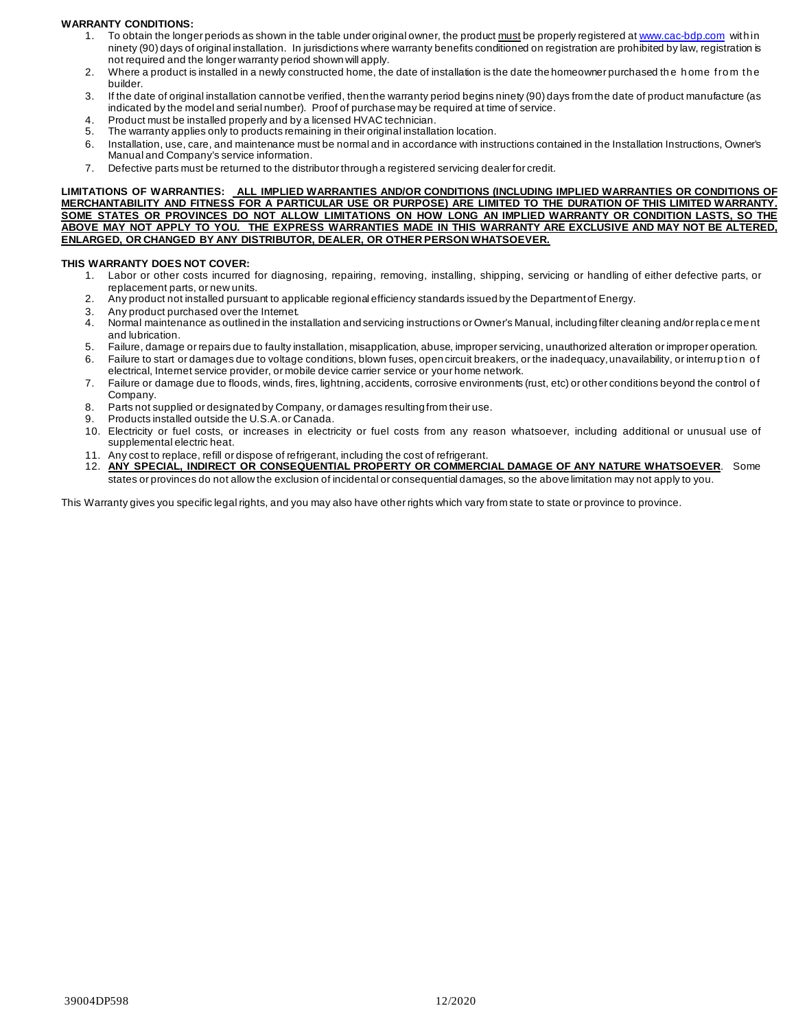**WARRANTY CONDITIONS:**

1. To obtain the longer periods as shown in the table under original owner, the product must be properly registered at www.cac-bdp.com within ninety (90) days of original installation. In jurisdictions where warranty benefits conditioned on registration are prohibited by law, registration is not required and the longer warranty period shown will apply.
2. Where a product is installed in a newly constructed home, the date of installation is the date the homeowner purchased the home from the builder.
3. If the date of original installation cannot be verified, then the warranty period begins ninety (90) days from the date of product manufacture (as indicated by the model and serial number). Proof of purchase may be required at time of service.
4. Product must be installed properly and by a licensed HVAC technician.
5. The warranty applies only to products remaining in their original installation location.
6. Installation, use, care, and maintenance must be normal and in accordance with instructions contained in the Installation Instructions, Owner's Manual and Company's service information.
7. Defective parts must be returned to the distributor through a registered servicing dealer for credit.

**LIMITATIONS OF WARRANTIES: ALL IMPLIED WARRANTIES AND/OR CONDITIONS (INCLUDING IMPLIED WARRANTIES OR CONDITIONS OF MERCHANTABILITY AND FITNESS FOR A PARTICULAR USE OR PURPOSE) ARE LIMITED TO THE DURATION OF THIS LIMITED WARRANTY. SOME STATES OR PROVINCES DO NOT ALLOW LIMITATIONS ON HOW LONG AN IMPLIED WARRANTY OR CONDITION LASTS, SO THE ABOVE MAY NOT APPLY TO YOU. THE EXPRESS WARRANTIES MADE IN THIS WARRANTY ARE EXCLUSIVE AND MAY NOT BE ALTERED, ENLARGED, OR CHANGED BY ANY DISTRIBUTOR, DEALER, OR OTHER PERSON WHATSOEVER.**

**THIS WARRANTY DOES NOT COVER:**

1. Labor or other costs incurred for diagnosing, repairing, removing, installing, shipping, servicing or handling of either defective parts, or replacement parts, or new units.
2. Any product not installed pursuant to applicable regional efficiency standards issued by the Department of Energy.
3. Any product purchased over the Internet.
4. Normal maintenance as outlined in the installation and servicing instructions or Owner's Manual, including filter cleaning and/or replacement and lubrication.
5. Failure, damage or repairs due to faulty installation, misapplication, abuse, improper servicing, unauthorized alteration or improper operation.
6. Failure to start or damages due to voltage conditions, blown fuses, open circuit breakers, or the inadequacy, unavailability, or interruption of electrical, Internet service provider, or mobile device carrier service or your home network.
7. Failure or damage due to floods, winds, fires, lightning, accidents, corrosive environments (rust, etc) or other conditions beyond the control of Company.
8. Parts not supplied or designated by Company, or damages resulting from their use.
9. Products installed outside the U.S.A. or Canada.
10. Electricity or fuel costs, or increases in electricity or fuel costs from any reason whatsoever, including additional or unusual use of supplemental electric heat.
11. Any cost to replace, refill or dispose of refrigerant, including the cost of refrigerant.
12. **ANY SPECIAL, INDIRECT OR CONSEQUENTIAL PROPERTY OR COMMERCIAL DAMAGE OF ANY NATURE WHATSOEVER**. Some states or provinces do not allow the exclusion of incidental or consequential damages, so the above limitation may not apply to you.

This Warranty gives you specific legal rights, and you may also have other rights which vary from state to state or province to province.

39004DP598 12/2020